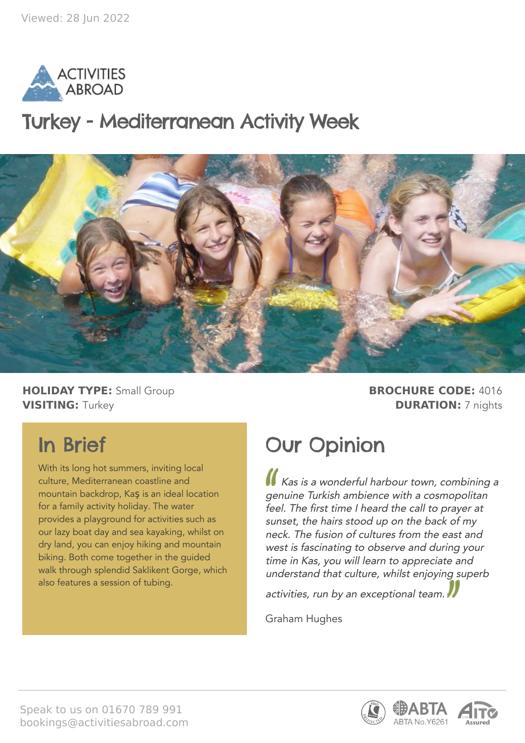Viewed: 28 Jun 2022

ACTIVITIES ABROAD

# Turkey - Mediterranean Activity Week

**HOLIDAY TYPE:** Small Group
**VISITING:** Turkey

**BROCHURE CODE:** 4016
**DURATION:** 7 nights

## In Brief

With its long hot summers, inviting local culture, Mediterranean coastline and mountain backdrop, Kaş is an ideal location for a family activity holiday. The water provides a playground for activities such as our lazy boat day and sea kayaking, whilst on dry land, you can enjoy hiking and mountain biking. Both come together in the guided walk through splendid Saklikent Gorge, which also features a session of tubing.

## Our Opinion

*Kas is a wonderful harbour town, combining a genuine Turkish ambience with a cosmopolitan feel. The first time I heard the call to prayer at sunset, the hairs stood up on the back of my neck. The fusion of cultures from the east and west is fascinating to observe and during your time in Kas, you will learn to appreciate and understand that culture, whilst enjoying superb activities, run by an exceptional team.*

Graham Hughes

Speak to us on 01670 789 991
bookings@activitiesabroad.com

ABTA No.Y6261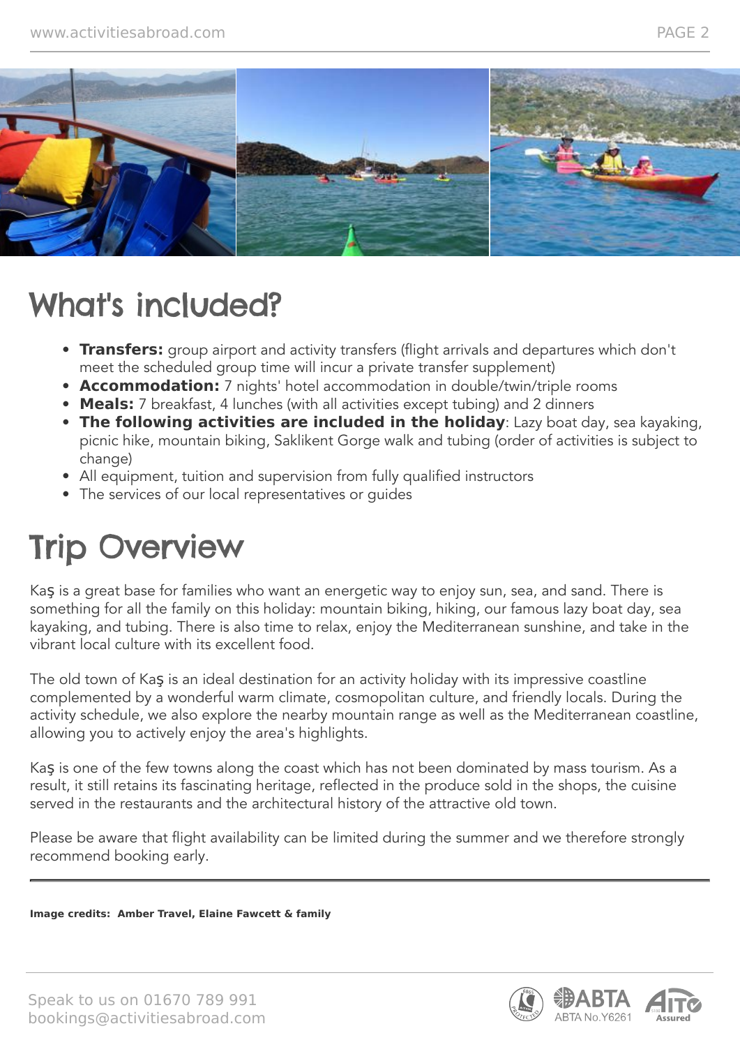# What's included?

- **Transfers:** group airport and activity transfers (flight arrivals and departures which don't meet the scheduled group time will incur a private transfer supplement)
- **Accommodation:** 7 nights' hotel accommodation in double/twin/triple rooms
- **Meals:** 7 breakfast, 4 lunches (with all activities except tubing) and 2 dinners
- **The following activities are included in the holiday**: Lazy boat day, sea kayaking, picnic hike, mountain biking, Saklikent Gorge walk and tubing (order of activities is subject to change)
- All equipment, tuition and supervision from fully qualified instructors
- The services of our local representatives or guides

# Trip Overview

Kaş is a great base for families who want an energetic way to enjoy sun, sea, and sand. There is something for all the family on this holiday: mountain biking, hiking, our famous lazy boat day, sea kayaking, and tubing. There is also time to relax, enjoy the Mediterranean sunshine, and take in the vibrant local culture with its excellent food.

The old town of Kaş is an ideal destination for an activity holiday with its impressive coastline complemented by a wonderful warm climate, cosmopolitan culture, and friendly locals. During the activity schedule, we also explore the nearby mountain range as well as the Mediterranean coastline, allowing you to actively enjoy the area's highlights.

Kaş is one of the few towns along the coast which has not been dominated by mass tourism. As a result, it still retains its fascinating heritage, reflected in the produce sold in the shops, the cuisine served in the restaurants and the architectural history of the attractive old town.

Please be aware that flight availability can be limited during the summer and we therefore strongly recommend booking early.

**Image credits: Amber Travel, Elaine Fawcett & family**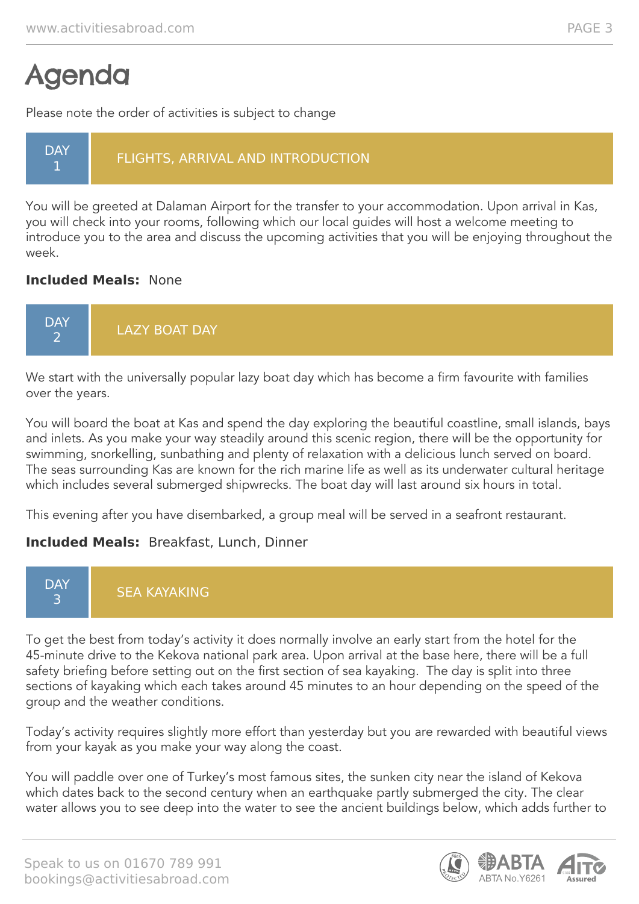# Agenda

Please note the order of activities is subject to change

## DAY 1 — FLIGHTS, ARRIVAL AND INTRODUCTION

You will be greeted at Dalaman Airport for the transfer to your accommodation. Upon arrival in Kas, you will check into your rooms, following which our local guides will host a welcome meeting to introduce you to the area and discuss the upcoming activities that you will be enjoying throughout the week.

**Included Meals:** None

## DAY 2 — LAZY BOAT DAY

We start with the universally popular lazy boat day which has become a firm favourite with families over the years.

You will board the boat at Kas and spend the day exploring the beautiful coastline, small islands, bays and inlets. As you make your way steadily around this scenic region, there will be the opportunity for swimming, snorkelling, sunbathing and plenty of relaxation with a delicious lunch served on board. The seas surrounding Kas are known for the rich marine life as well as its underwater cultural heritage which includes several submerged shipwrecks. The boat day will last around six hours in total.

This evening after you have disembarked, a group meal will be served in a seafront restaurant.

**Included Meals:** Breakfast, Lunch, Dinner

## DAY 3 — SEA KAYAKING

To get the best from today's activity it does normally involve an early start from the hotel for the 45-minute drive to the Kekova national park area. Upon arrival at the base here, there will be a full safety briefing before setting out on the first section of sea kayaking. The day is split into three sections of kayaking which each takes around 45 minutes to an hour depending on the speed of the group and the weather conditions.

Today's activity requires slightly more effort than yesterday but you are rewarded with beautiful views from your kayak as you make your way along the coast.

You will paddle over one of Turkey's most famous sites, the sunken city near the island of Kekova which dates back to the second century when an earthquake partly submerged the city. The clear water allows you to see deep into the water to see the ancient buildings below, which adds further to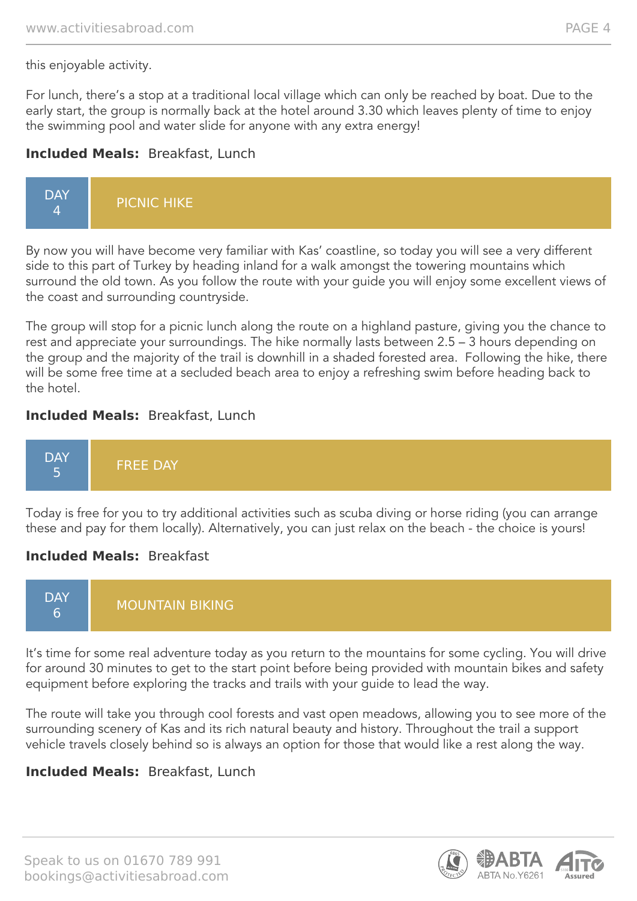this enjoyable activity.

For lunch, there's a stop at a traditional local village which can only be reached by boat. Due to the early start, the group is normally back at the hotel around 3.30 which leaves plenty of time to enjoy the swimming pool and water slide for anyone with any extra energy!

**Included Meals:** Breakfast, Lunch

## DAY 4 PICNIC HIKE

By now you will have become very familiar with Kas' coastline, so today you will see a very different side to this part of Turkey by heading inland for a walk amongst the towering mountains which surround the old town. As you follow the route with your guide you will enjoy some excellent views of the coast and surrounding countryside.

The group will stop for a picnic lunch along the route on a highland pasture, giving you the chance to rest and appreciate your surroundings. The hike normally lasts between 2.5 – 3 hours depending on the group and the majority of the trail is downhill in a shaded forested area. Following the hike, there will be some free time at a secluded beach area to enjoy a refreshing swim before heading back to the hotel.

**Included Meals:** Breakfast, Lunch

## DAY 5 FREE DAY

Today is free for you to try additional activities such as scuba diving or horse riding (you can arrange these and pay for them locally). Alternatively, you can just relax on the beach - the choice is yours!

**Included Meals:** Breakfast

## DAY 6 MOUNTAIN BIKING

It's time for some real adventure today as you return to the mountains for some cycling. You will drive for around 30 minutes to get to the start point before being provided with mountain bikes and safety equipment before exploring the tracks and trails with your guide to lead the way.

The route will take you through cool forests and vast open meadows, allowing you to see more of the surrounding scenery of Kas and its rich natural beauty and history. Throughout the trail a support vehicle travels closely behind so is always an option for those that would like a rest along the way.

**Included Meals:** Breakfast, Lunch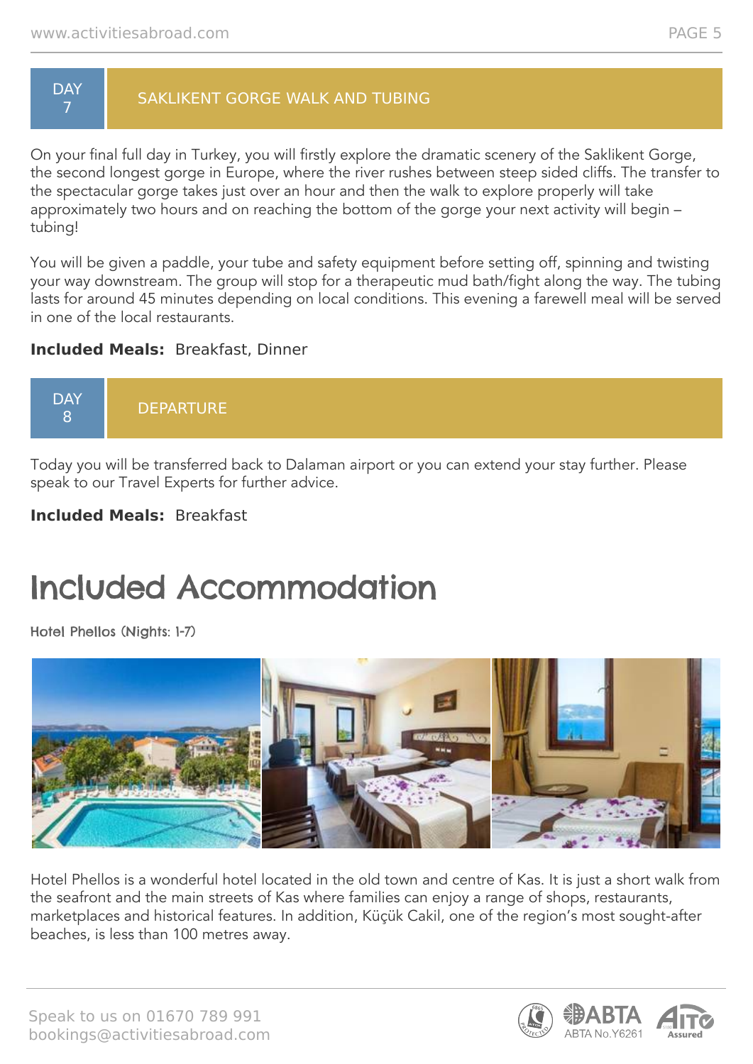## DAY 7 — SAKLIKENT GORGE WALK AND TUBING

On your final full day in Turkey, you will firstly explore the dramatic scenery of the Saklikent Gorge, the second longest gorge in Europe, where the river rushes between steep sided cliffs. The transfer to the spectacular gorge takes just over an hour and then the walk to explore properly will take approximately two hours and on reaching the bottom of the gorge your next activity will begin – tubing!

You will be given a paddle, your tube and safety equipment before setting off, spinning and twisting your way downstream. The group will stop for a therapeutic mud bath/fight along the way. The tubing lasts for around 45 minutes depending on local conditions. This evening a farewell meal will be served in one of the local restaurants.

**Included Meals:** Breakfast, Dinner

## DAY 8 — DEPARTURE

Today you will be transferred back to Dalaman airport or you can extend your stay further. Please speak to our Travel Experts for further advice.

**Included Meals:** Breakfast

# Included Accommodation

### Hotel Phellos (Nights: 1-7)

Hotel Phellos is a wonderful hotel located in the old town and centre of Kas. It is just a short walk from the seafront and the main streets of Kas where families can enjoy a range of shops, restaurants, marketplaces and historical features. In addition, Küçük Cakil, one of the region's most sought-after beaches, is less than 100 metres away.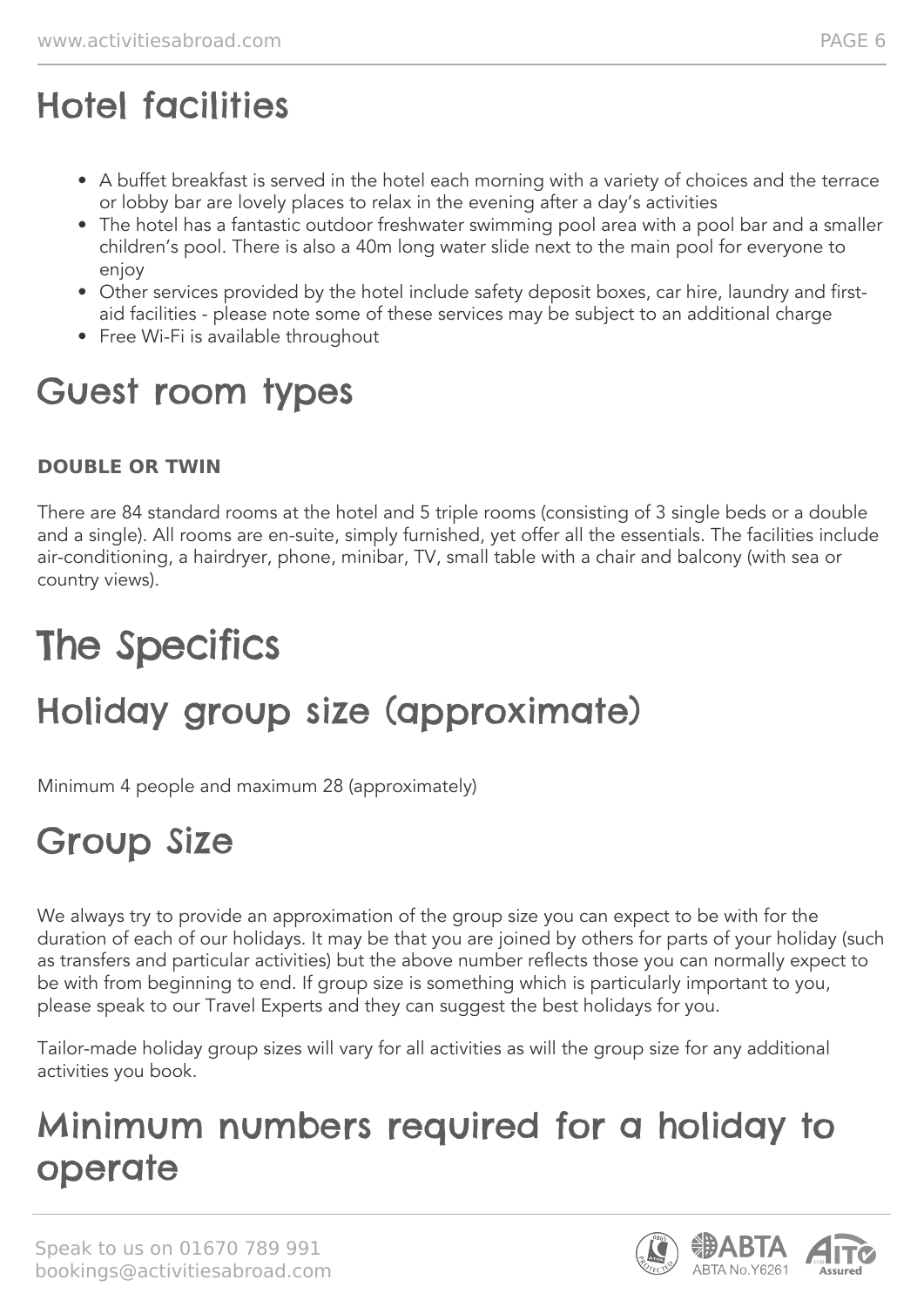# Hotel facilities

- A buffet breakfast is served in the hotel each morning with a variety of choices and the terrace or lobby bar are lovely places to relax in the evening after a day's activities
- The hotel has a fantastic outdoor freshwater swimming pool area with a pool bar and a smaller children's pool. There is also a 40m long water slide next to the main pool for everyone to enjoy
- Other services provided by the hotel include safety deposit boxes, car hire, laundry and first-aid facilities - please note some of these services may be subject to an additional charge
- Free Wi-Fi is available throughout

# Guest room types

### DOUBLE OR TWIN

There are 84 standard rooms at the hotel and 5 triple rooms (consisting of 3 single beds or a double and a single). All rooms are en-suite, simply furnished, yet offer all the essentials. The facilities include air-conditioning, a hairdryer, phone, minibar, TV, small table with a chair and balcony (with sea or country views).

# The Specifics

# Holiday group size (approximate)

Minimum 4 people and maximum 28 (approximately)

# Group Size

We always try to provide an approximation of the group size you can expect to be with for the duration of each of our holidays. It may be that you are joined by others for parts of your holiday (such as transfers and particular activities) but the above number reflects those you can normally expect to be with from beginning to end. If group size is something which is particularly important to you, please speak to our Travel Experts and they can suggest the best holidays for you.

Tailor-made holiday group sizes will vary for all activities as will the group size for any additional activities you book.

# Minimum numbers required for a holiday to operate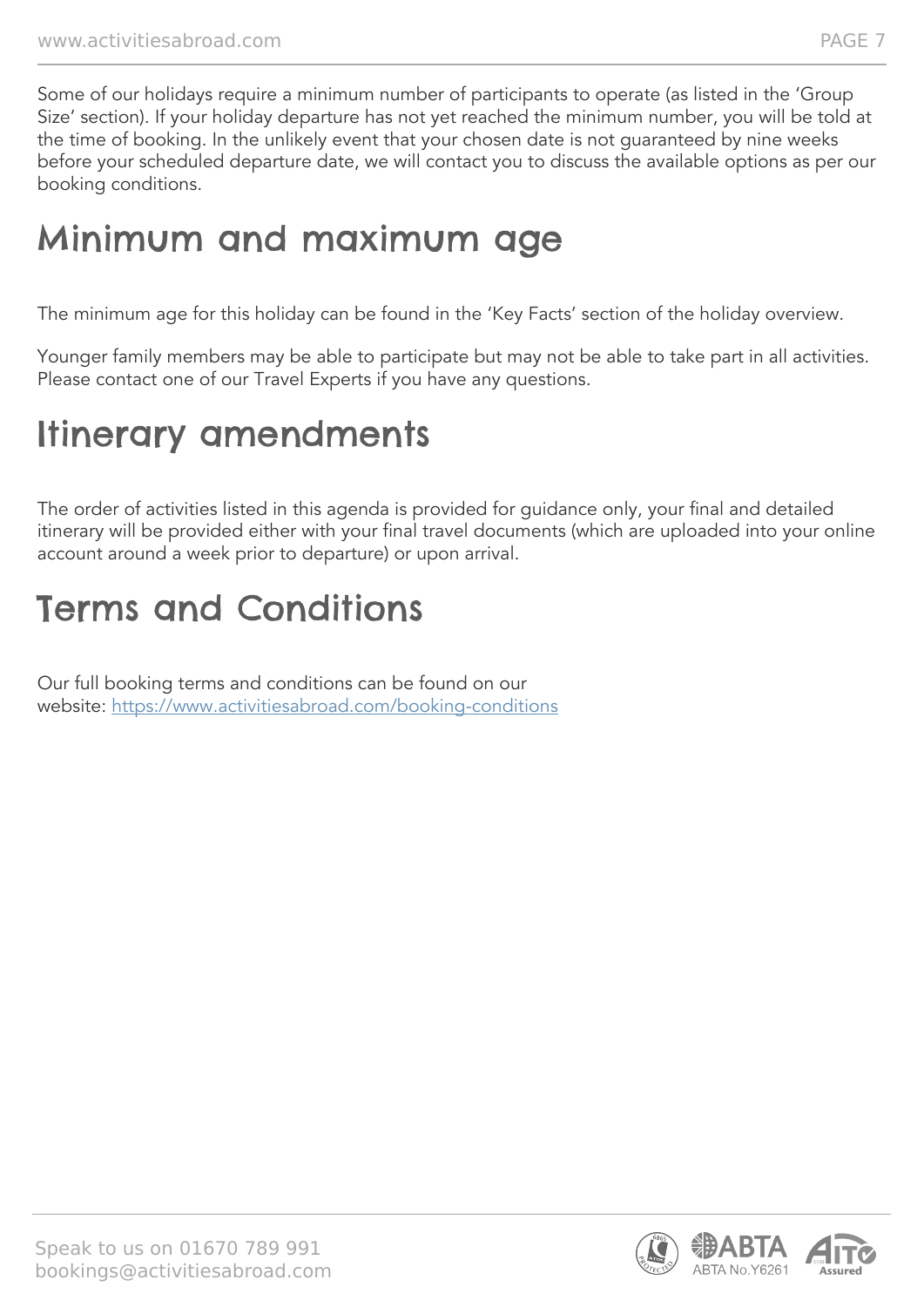Some of our holidays require a minimum number of participants to operate (as listed in the 'Group Size' section). If your holiday departure has not yet reached the minimum number, you will be told at the time of booking. In the unlikely event that your chosen date is not guaranteed by nine weeks before your scheduled departure date, we will contact you to discuss the available options as per our booking conditions.

## Minimum and maximum age

The minimum age for this holiday can be found in the 'Key Facts' section of the holiday overview.

Younger family members may be able to participate but may not be able to take part in all activities. Please contact one of our Travel Experts if you have any questions.

## Itinerary amendments

The order of activities listed in this agenda is provided for guidance only, your final and detailed itinerary will be provided either with your final travel documents (which are uploaded into your online account around a week prior to departure) or upon arrival.

## Terms and Conditions

Our full booking terms and conditions can be found on our website: https://www.activitiesabroad.com/booking-conditions